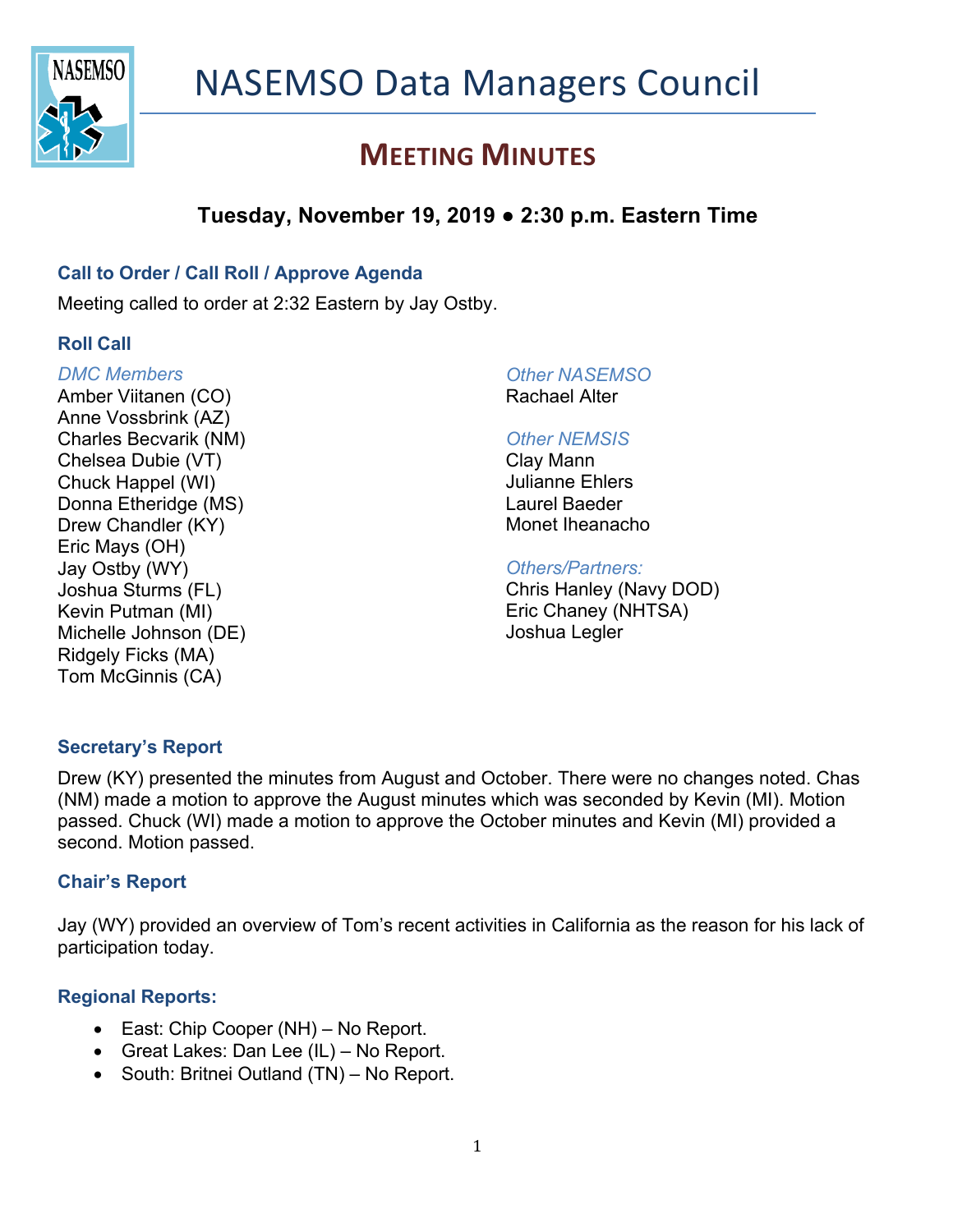# NASEMSO Data Managers Council

## MEETING MINUTES

### Tuesday, November 19, 2019 ● 2:30 p.m. Eastern Time

#### Call to Order / Call Roll / Approve Agenda

Meeting called to order at 2:32 Eastern by Jay Ostby.

#### Roll Call

*DMC Members*
Amber Viitanen (CO)
Anne Vossbrink (AZ)
Charles Becvarik (NM)
Chelsea Dubie (VT)
Chuck Happel (WI)
Donna Etheridge (MS)
Drew Chandler (KY)
Eric Mays (OH)
Jay Ostby (WY)
Joshua Sturms (FL)
Kevin Putman (MI)
Michelle Johnson (DE)
Ridgely Ficks (MA)
Tom McGinnis (CA)

*Other NASEMSO*
Rachael Alter

*Other NEMSIS*
Clay Mann
Julianne Ehlers
Laurel Baeder
Monet Iheanacho

*Others/Partners:*
Chris Hanley (Navy DOD)
Eric Chaney (NHTSA)
Joshua Legler

#### Secretary's Report

Drew (KY) presented the minutes from August and October. There were no changes noted. Chas (NM) made a motion to approve the August minutes which was seconded by Kevin (MI). Motion passed. Chuck (WI) made a motion to approve the October minutes and Kevin (MI) provided a second. Motion passed.

#### Chair's Report

Jay (WY) provided an overview of Tom's recent activities in California as the reason for his lack of participation today.

#### Regional Reports:

- East: Chip Cooper (NH) – No Report.
- Great Lakes: Dan Lee (IL) – No Report.
- South: Britnei Outland (TN) – No Report.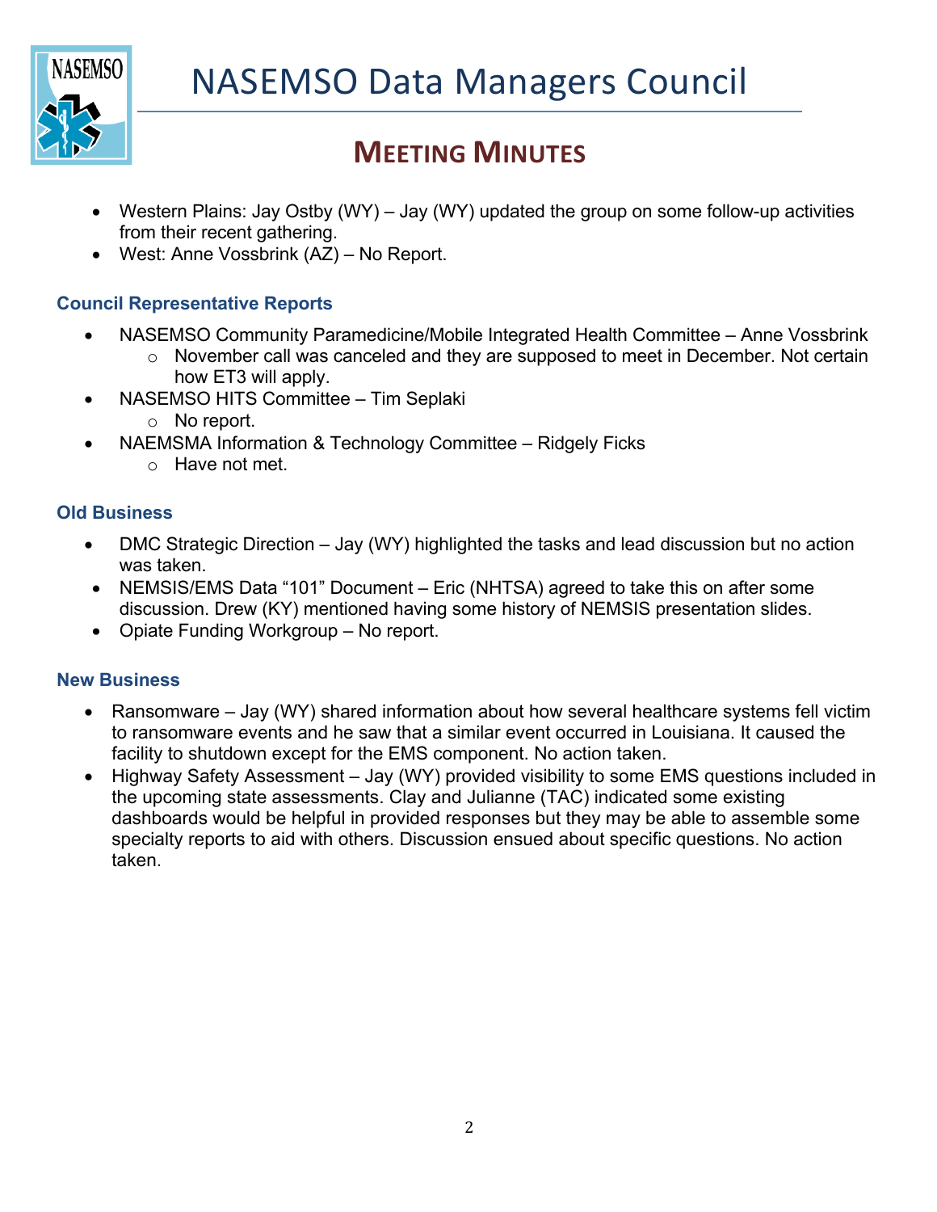- Western Plains: Jay Ostby (WY) – Jay (WY) updated the group on some follow-up activities from their recent gathering.
- West: Anne Vossbrink (AZ) – No Report.

### Council Representative Reports

- NASEMSO Community Paramedicine/Mobile Integrated Health Committee – Anne Vossbrink
  - November call was canceled and they are supposed to meet in December. Not certain how ET3 will apply.
- NASEMSO HITS Committee – Tim Seplaki
  - No report.
- NAEMSMA Information & Technology Committee – Ridgely Ficks
  - Have not met.

### Old Business

- DMC Strategic Direction – Jay (WY) highlighted the tasks and lead discussion but no action was taken.
- NEMSIS/EMS Data "101" Document – Eric (NHTSA) agreed to take this on after some discussion. Drew (KY) mentioned having some history of NEMSIS presentation slides.
- Opiate Funding Workgroup – No report.

### New Business

- Ransomware – Jay (WY) shared information about how several healthcare systems fell victim to ransomware events and he saw that a similar event occurred in Louisiana. It caused the facility to shutdown except for the EMS component. No action taken.
- Highway Safety Assessment – Jay (WY) provided visibility to some EMS questions included in the upcoming state assessments. Clay and Julianne (TAC) indicated some existing dashboards would be helpful in provided responses but they may be able to assemble some specialty reports to aid with others. Discussion ensued about specific questions. No action taken.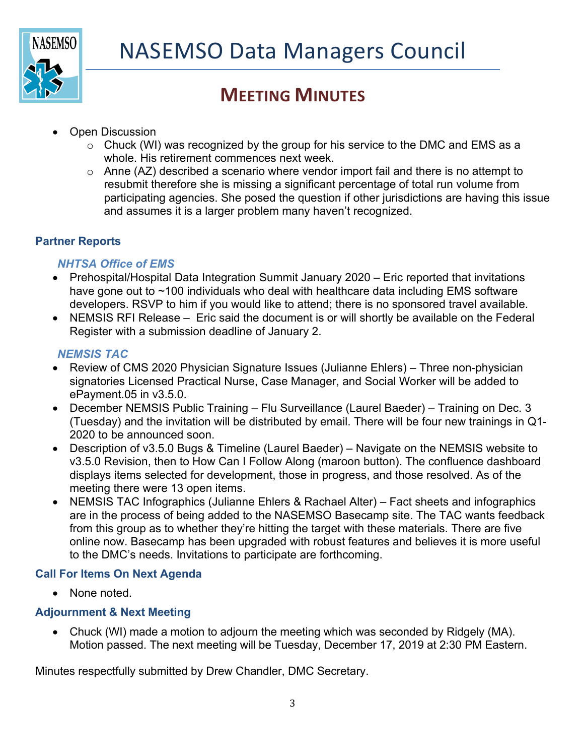- Open Discussion
  - Chuck (WI) was recognized by the group for his service to the DMC and EMS as a whole. His retirement commences next week.
  - Anne (AZ) described a scenario where vendor import fail and there is no attempt to resubmit therefore she is missing a significant percentage of total run volume from participating agencies. She posed the question if other jurisdictions are having this issue and assumes it is a larger problem many haven't recognized.

### Partner Reports

#### *NHTSA Office of EMS*

- Prehospital/Hospital Data Integration Summit January 2020 – Eric reported that invitations have gone out to ~100 individuals who deal with healthcare data including EMS software developers. RSVP to him if you would like to attend; there is no sponsored travel available.
- NEMSIS RFI Release – Eric said the document is or will shortly be available on the Federal Register with a submission deadline of January 2.

#### *NEMSIS TAC*

- Review of CMS 2020 Physician Signature Issues (Julianne Ehlers) – Three non-physician signatories Licensed Practical Nurse, Case Manager, and Social Worker will be added to ePayment.05 in v3.5.0.
- December NEMSIS Public Training – Flu Surveillance (Laurel Baeder) – Training on Dec. 3 (Tuesday) and the invitation will be distributed by email. There will be four new trainings in Q1-2020 to be announced soon.
- Description of v3.5.0 Bugs & Timeline (Laurel Baeder) – Navigate on the NEMSIS website to v3.5.0 Revision, then to How Can I Follow Along (maroon button). The confluence dashboard displays items selected for development, those in progress, and those resolved. As of the meeting there were 13 open items.
- NEMSIS TAC Infographics (Julianne Ehlers & Rachael Alter) – Fact sheets and infographics are in the process of being added to the NASEMSO Basecamp site. The TAC wants feedback from this group as to whether they're hitting the target with these materials. There are five online now. Basecamp has been upgraded with robust features and believes it is more useful to the DMC's needs. Invitations to participate are forthcoming.

### Call For Items On Next Agenda

- None noted.

### Adjournment & Next Meeting

- Chuck (WI) made a motion to adjourn the meeting which was seconded by Ridgely (MA). Motion passed. The next meeting will be Tuesday, December 17, 2019 at 2:30 PM Eastern.

Minutes respectfully submitted by Drew Chandler, DMC Secretary.